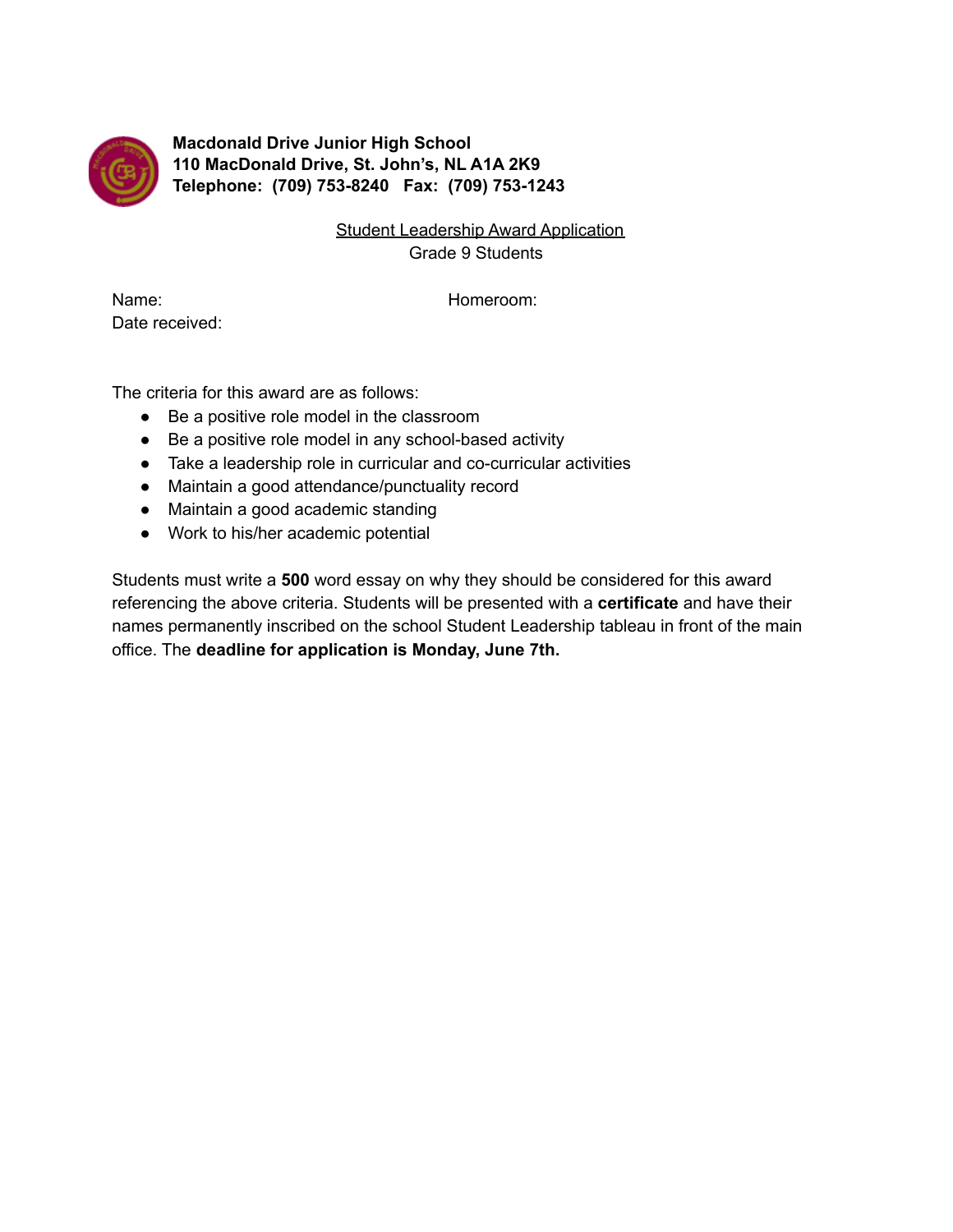**Macdonald Drive Junior High School**
**110 MacDonald Drive, St. John's, NL A1A 2K9**
**Telephone: (709) 753-8240 Fax: (709) 753-1243**

Student Leadership Award Application
Grade 9 Students

Name: Homeroom:
Date received:

The criteria for this award are as follows:

- Be a positive role model in the classroom
- Be a positive role model in any school-based activity
- Take a leadership role in curricular and co-curricular activities
- Maintain a good attendance/punctuality record
- Maintain a good academic standing
- Work to his/her academic potential

Students must write a **500** word essay on why they should be considered for this award referencing the above criteria. Students will be presented with a **certificate** and have their names permanently inscribed on the school Student Leadership tableau in front of the main office. The **deadline for application is Monday, June 7th.**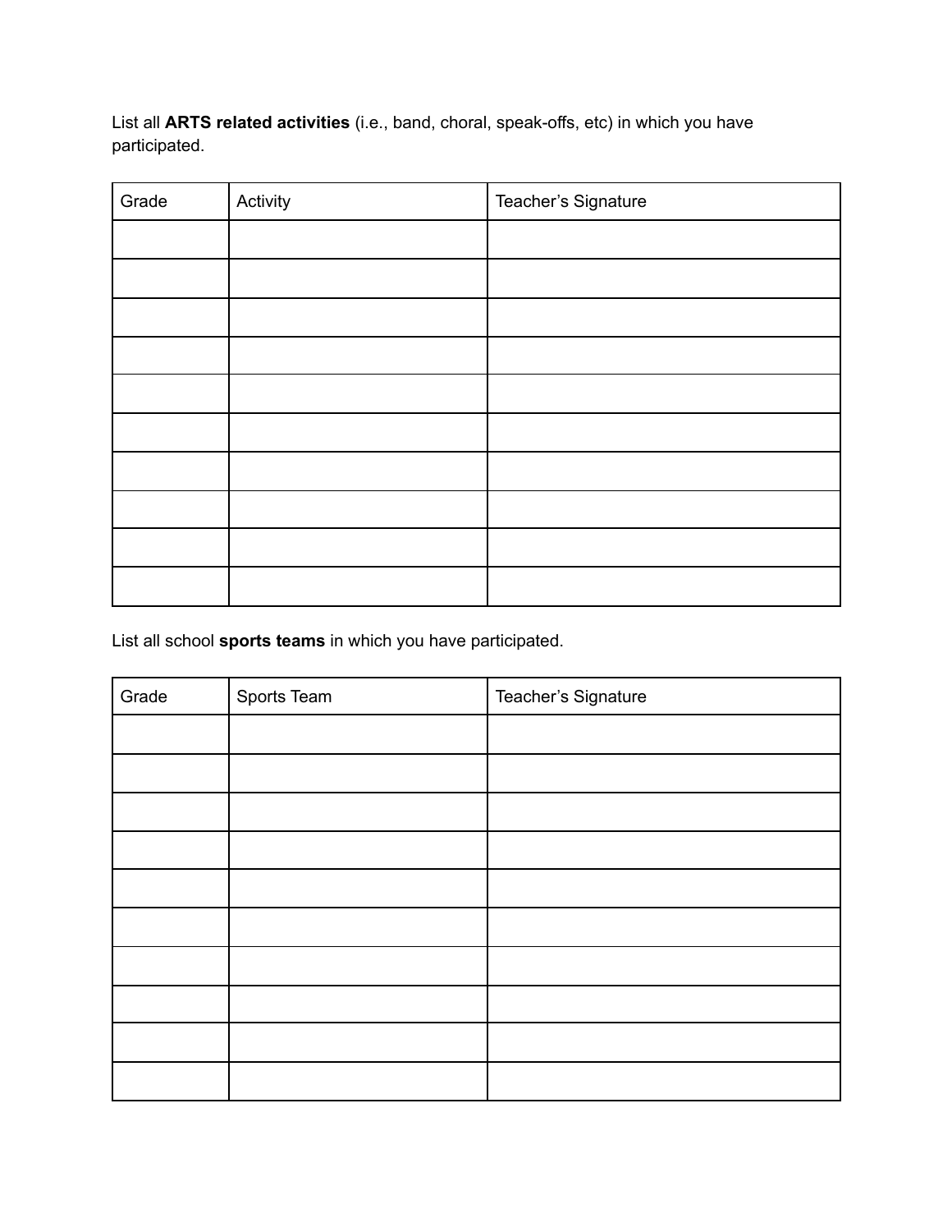List all **ARTS related activities** (i.e., band, choral, speak-offs, etc) in which you have participated.

| Grade | Activity | Teacher's Signature |
| --- | --- | --- |
| | | |
| | | |
| | | |
| | | |
| | | |
| | | |
| | | |
| | | |
| | | |
| | | |

List all school **sports teams** in which you have participated.

| Grade | Sports Team | Teacher's Signature |
| --- | --- | --- |
| | | |
| | | |
| | | |
| | | |
| | | |
| | | |
| | | |
| | | |
| | | |
| | | |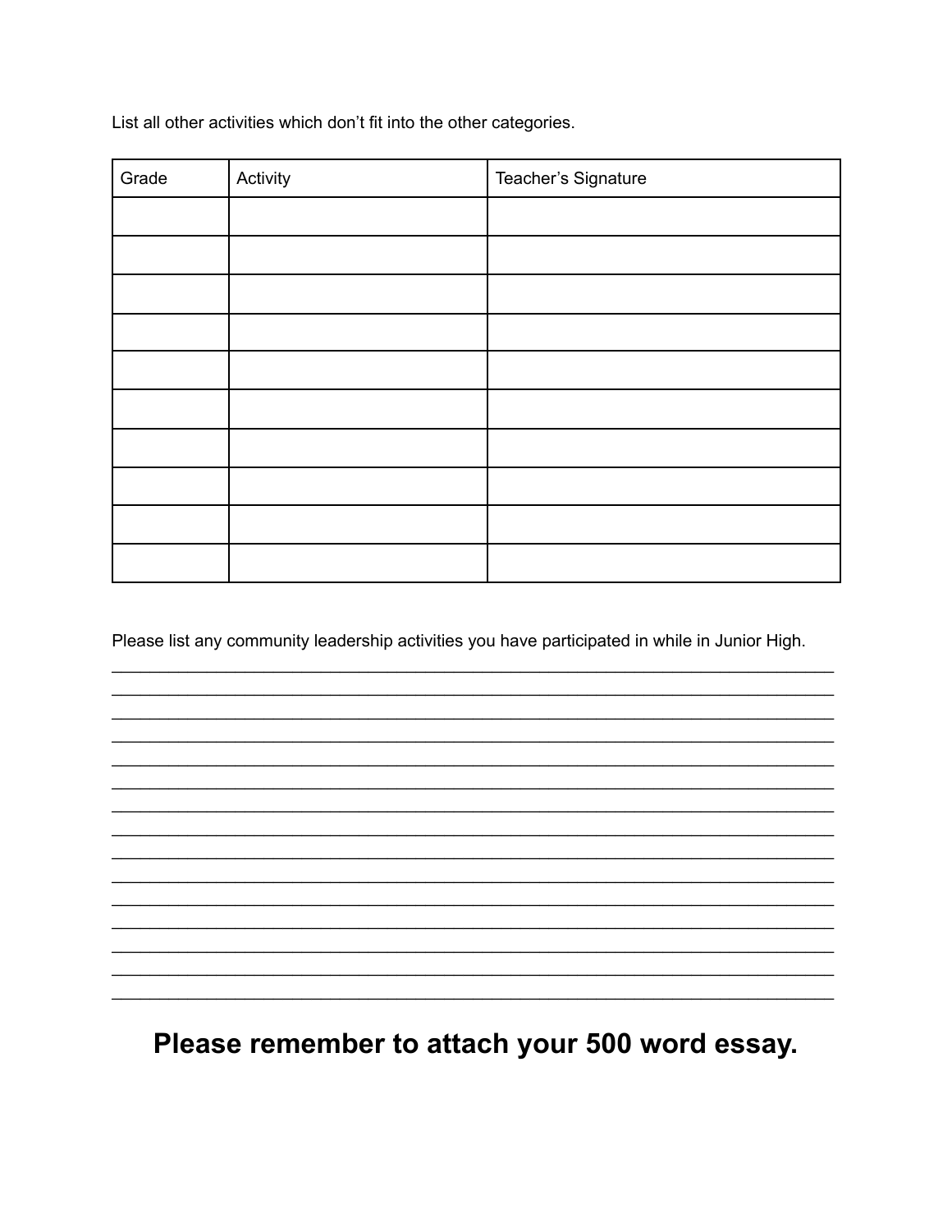List all other activities which don't fit into the other categories.

| Grade | Activity | Teacher's Signature |
| --- | --- | --- |
| | | |
| | | |
| | | |
| | | |
| | | |
| | | |
| | | |
| | | |
| | | |
| | | |

Please list any community leadership activities you have participated in while in Junior High.

_______________________________________________________________________________
_______________________________________________________________________________
_______________________________________________________________________________
_______________________________________________________________________________
_______________________________________________________________________________
_______________________________________________________________________________
_______________________________________________________________________________
_______________________________________________________________________________
_______________________________________________________________________________
_______________________________________________________________________________
_______________________________________________________________________________
_______________________________________________________________________________
_______________________________________________________________________________
_______________________________________________________________________________
_______________________________________________________________________________

## **Please remember to attach your 500 word essay.**